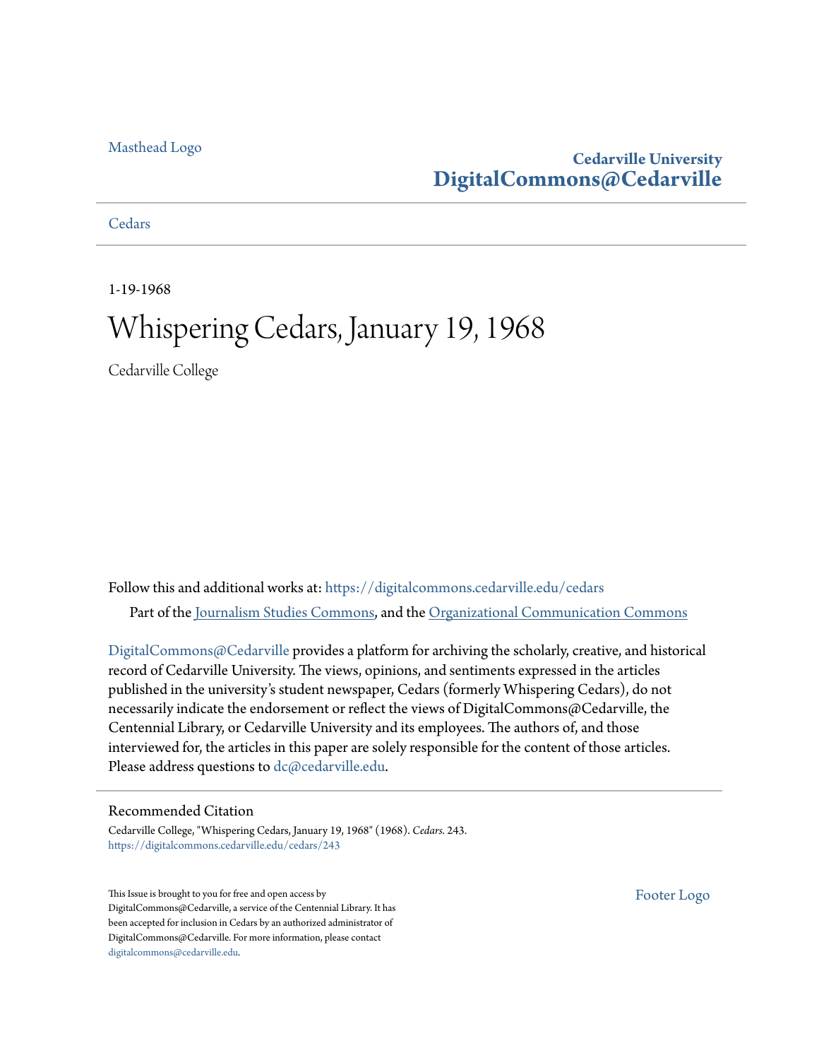Masthead Logo

**Cedarville University**
**DigitalCommons@Cedarville**

Cedars

1-19-1968

# Whispering Cedars, January 19, 1968

Cedarville College

Follow this and additional works at: https://digitalcommons.cedarville.edu/cedars

Part of the Journalism Studies Commons, and the Organizational Communication Commons

DigitalCommons@Cedarville provides a platform for archiving the scholarly, creative, and historical record of Cedarville University. The views, opinions, and sentiments expressed in the articles published in the university's student newspaper, Cedars (formerly Whispering Cedars), do not necessarily indicate the endorsement or reflect the views of DigitalCommons@Cedarville, the Centennial Library, or Cedarville University and its employees. The authors of, and those interviewed for, the articles in this paper are solely responsible for the content of those articles. Please address questions to dc@cedarville.edu.

## Recommended Citation

Cedarville College, "Whispering Cedars, January 19, 1968" (1968). *Cedars*. 243.
https://digitalcommons.cedarville.edu/cedars/243

This Issue is brought to you for free and open access by DigitalCommons@Cedarville, a service of the Centennial Library. It has been accepted for inclusion in Cedars by an authorized administrator of DigitalCommons@Cedarville. For more information, please contact digitalcommons@cedarville.edu.

Footer Logo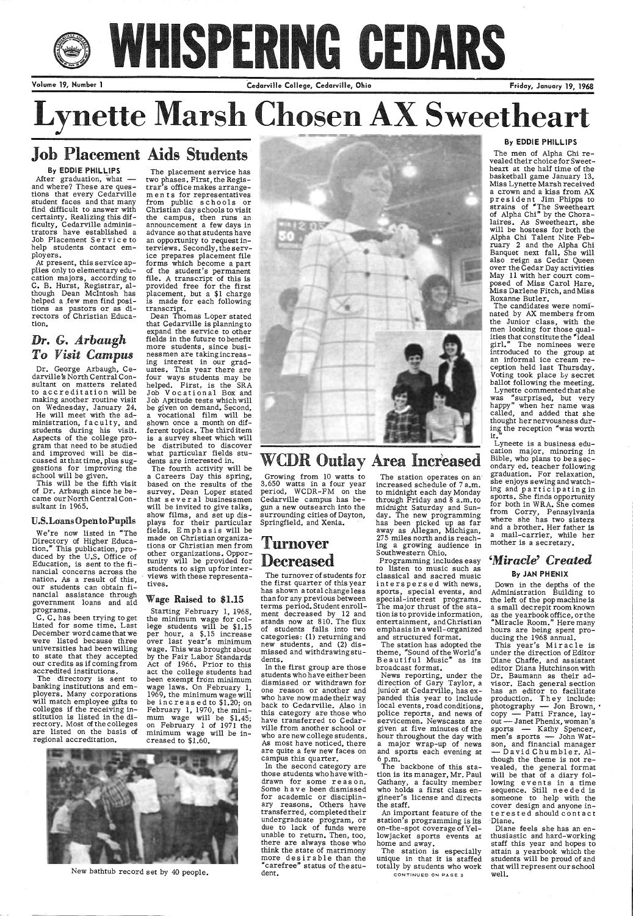# WHISPERING CEDARS

Volume 19, Number 1 — Cedarville College, Cedarville, Ohio — Friday, January 19, 1968

# Lynette Marsh Chosen AX Sweetheart

By EDDIE PHILLIPS

The men of Alpha Chi revealed their choice for Sweetheart at the half time of the basketball game January 13. Miss Lynette Marsh received a crown and a kiss from AX president Jim Phipps to strains of "The Sweetheart of Alpha Chi" by the Choralaires. As Sweetheart, she will be hostess for both the Alpha Chi Talent Nite February 2 and the Alpha Chi Banquet next fall. She will also reign as Cedar Queen over the Cedar Day activities May 11 with her court composed of Miss Carol Hare, Miss Darlene Fitch, and Miss Roxanne Butler.

The candidates were nominated by AX members from the Junior class, with the men looking for those qualities that constitute the "ideal girl." The nominees were introduced to the group at an informal ice cream reception held last Thursday. Voting took place by secret ballot following the meeting.

Lynette commented that she was "surprised, but very happy" when her name was called, and added that she thought her nervousness during the reception "was worth it."

Lyneete is a business education major, minoring in Bible, who plans to be a secondary ed. teacher following graduation. For relaxation, she enjoys sewing and watching and participating in sports. She finds opportunity for both in WRA. She comes from Corry, Pennsylvania where she has two sisters and a brother. Her father is a mail-carrier, while her mother is a secretary.

## Job Placement Aids Students

By EDDIE PHILLIPS

After graduation, what — and where? These are questions that every Cedarville student faces and that many find difficult to answer with certainty. Realizing this difficulty, Cedarville administrators have established a Job Placement Service to help students contact employers.

At present, this service applies only to elementary education majors, according to C. B. Hurst, Registrar, although Dean McIntosh has helped a few men find positions as pastors or as directors of Christian Education.

The placement service has two phases. First, the Registrar's office makes arrangements for representatives from public schools or Christian day schools to visit the campus, then runs an announcement a few days in advance so that students have an opportunity to request interviews. Secondly, the service prepares placement file forms which become a part of the student's permanent file. A transcript of this is provided free for the first placement, but a $1 charge is made for each following transcript.

Dean Thomas Loper stated that Cedarville is planning to expand the service to other fields in the future to benefit more students, since businessmen are taking increasing interest in our graduates. This year there are four ways students may be helped. First, is the SRA Job Vocational Box and Job Aptitude tests which will be given on demand. Second, a vocational film will be shown once a month on different topics. The third item is a survey sheet which will be distributed to discover what particular fields students are interested in.

The fourth activity will be a Careers Day this spring, based on the results of the survey. Dean Loper stated that several businessmen will be invited to give talks, show films, and set up displays for their particular fields. Emphasis will be made on Christian organizations or Christian men from other organizations. Opportunity will be provided for students to sign up for interviews with these representatives.

## *Dr. G. Arbaugh To Visit Campus*

Dr. George Arbaugh, Cedarville's North Central Consultant on matters related to accreditation will be making another routine visit on Wednesday, January 24.

He will meet with the administration, faculty, and students during his visit. Aspects of the college program that need to be studied and improved will be discussed at that time, plus suggestions for improving the school will be given.

This will be the fifth visit of Dr. Arbaugh since he became our North Central Consultant in 1965.

### U.S. Loans Open to Pupils

We're now listed in "The Directory of Higher Education." This publication, produced by the U.S. Office of Education, is sent to the financial concerns across the nation. As a result of this, our students can obtain financial assistance through government loans and aid programs.

C. C. has been trying to get listed for some time. Last December word came that we were listed because three universities had been willing to state that they accepted our credits as if coming from accredited institutions.

The directory is sent to banking institutions and employers. Many corporations will match employee gifts to colleges if the receiving institution is listed in the directory. Most of the colleges are listed on the basis of regional accreditation.

### Wage Raised to $1.15

Starting February 1, 1968, the minimum wage for college students will be $1.15 per hour, a $.15 increase over last year's minimum wage. This was brought about by the Fair Labor Standards Act of 1966. Prior to this act the college students had been exempt from minimum wage laws. On February 1, 1969, the minimum wage will be increased to $1.20; on February 1, 1970, the minimum wage will be $1.45; on February 1 of 1971 the minimum wage will be increased to $1.60.

New bathtub record set by 40 people.

## WCDR Outlay Area Increased

Growing from 10 watts to 3,650 watts in a four year period, WCDR-FM on the Cedarville campus has begun a new outsearch into the surrounding cities of Dayton, Springfield, and Xenia.

The station operates on an increased schedule of 7 a.m. to midnight each day Monday through Friday and 8 a.m. to midnight Saturday and Sunday. The new programming has been picked up as far away as Allegan, Michigan, 275 miles north and is reaching a growing audience in Southwestern Ohio.

Programming includes easy to listen to music such as classical and sacred music interspersed with news, sports, special events, and special-interest programs. The major thrust of the station is to provide information, entertainment, and Christian emphasis in a well-organized and structured format.

The station has adopted the theme, "Sound of the World's Beautiful Music" as its broadcast format.

News reporting, under the direction of Gary Taylor, a junior at Cedarville, has expanded this year to include local events, road conditions, police reports, and news of servicemen. Newscasts are given at five minutes of the hour throughout the day with a major wrap-up of news and sports each evening at 6 p.m.

The backbone of this station is its manager, Mr. Paul Gathany, a faculty member who holds a first class engineer's license and directs the staff.

An important feature of the station's programming is its on-the-spot coverage of Yellowjacket sports events at home and away.

The station is especially unique in that it is staffed totally by students who work

CONTINUED ON PAGE 3

## Turnover Decreased

The turnover of students for the first quarter of this year has shown a total change less than for any previous between terms period. Student enrollment decreased by 12 and stands now at 810. The flux of students falls into two categories: (1) returning and new students, and (2) dismissed and withdrawing students.

In the first group are those students who have either been dismissed or withdrawn for one reason or another and who have now made their way back to Cedarville. Also in this category are those who have transferred to Cedarville from another school or who are new college students. As most have noticed, there are quite a few new faces on campus this quarter.

In the second category are those students who have withdrawn for some reason. Some have been dismissed for academic or disciplinary reasons. Others have transferred, completed their undergraduate program, or due to lack of funds were unable to return. Then, too, there are always those who think the state of matrimony more desirable than the "carefree" status of the student.

## *'Miracle' Created*

By JAN PHENIX

Down in the depths of the Administration Building to the left of the pop machine is a small decrepit room known as the yearbook office, or the "Miracle Room." Here many hours are being spent producing the 1968 annual.

This year's Miracle is under the direction of Editor Diane Chaffe, and assistant editor Diana Hutchinson with Dr. Baumann as their advisor. Each general section has an editor to facilitate production. They include: photography — Jon Brown, copy — Patti France, layout — Janet Phenix, woman's sports — Kathy Spencer, men's sports — John Watson, and financial manager — David Chumbler. Although the theme is not revealed, the general format will be that of a diary following events in a time sequence. Still needed is someone to help with the cover design and anyone interested should contact Diane.

Diane feels she has an enthusiastic and hard-working staff this year and hopes to attain a yearbook which the students will be proud of and that will represent our school well.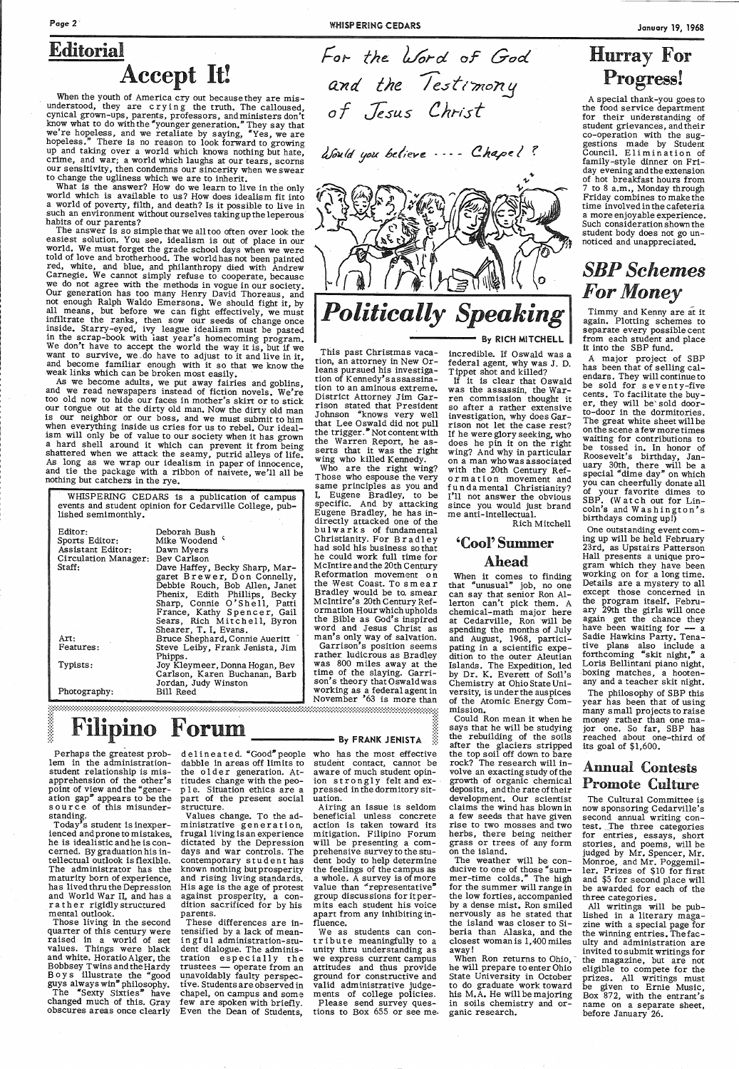## Editorial

# Accept It!

When the youth of America cry out because they are misunderstood, they are crying the truth. The calloused, cynical grown-ups, parents, professors, and ministers don't know what to do with the "younger generation." They say that we're hopeless, and we retaliate by saying, "Yes, we are hopeless." There is no reason to look forward to growing up and taking over a world which knows nothing but hate, crime, and war; a world which laughs at our tears, scorns our sensitivity, then condemns our sincerity when we swear to change the ugliness which we are to inherit.

What is the answer? How do we learn to live in the only world which is available to us? How does idealism fit into a world of poverty, filth, and death? Is it possible to live in such an environment without ourselves taking up the leperous habits of our parents?

The answer is so simple that we all too often over look the easiest solution. You see, idealism is out of place in our world. We must forget the grade school days when we were told of love and brotherhood. The world has not been painted red, white, and blue, and philanthropy died with Andrew Carnegie. We cannot simply refuse to cooperate, because we do not agree with the methods in vogue in our society. Our generation has too many Henry David Thoreaus, and not enough Ralph Waldo Emersons. We should fight it, by all means, but before we can fight effectively, we must infiltrate the ranks, then sow our seeds of change once inside. Starry-eyed, ivy league idealism must be pasted in the scrap-book with last year's homecoming program. We don't have to accept the world the way it is, but if we want to survive, we do have to adjust to it and live in it, and become familiar enough with it so that we know the weak links which can be broken most easily.

As we become adults, we put away fairies and goblins, and we read newspapers instead of fiction novels. We're too old now to hide our faces in mother's skirt or to stick our tongue out at the dirty old man. Now the dirty old man is our neighbor or our boss, and we must submit to him when everything inside us cries for us to rebel. Our idealism will only be of value to our society when it has grown a hard shell around it which can prevent it from being shattered when we attack the seamy, putrid alleys of life. As long as we wrap our idealism in paper of innocence, and tie the package with a ribbon of naivete, we'll all be nothing but catchers in the rye.

WHISPERING CEDARS is a publication of campus events and student opinion for Cedarville College, published semimonthly.

| | |
|---|---|
| Editor: | Deborah Bush |
| Sports Editor: | Mike Woodend |
| Assistant Editor: | Dawn Myers |
| Circulation Manager: | Bev Carlson |
| Staff: | Dave Haffey, Becky Sharp, Margaret Brewer, Don Connelly, Debbie Rouch, Bob Allen, Janet Phenix, Edith Phillips, Becky Sharp, Connie O'Shell, Patti France, Kathy Spencer, Gail Sears, Rich Mitchell, Byron Shearer, T. I. Evans. |
| Art: | Bruce Shephard, Connie Aueritt |
| Features: | Steve Leiby, Frank Jenista, Jim Phipps. |
| Typists: | Joy Kleymeer, Donna Hogan, Bev Carlson, Karen Buchanan, Barb Jordan, Judy Winston |
| Photography: | Bill Reed |

*For the Word of God and the Testimony of Jesus Christ*

*Would you believe .... Chapel?*

# *Politically Speaking*

**By RICH MITCHELL**

This past Christmas vacation, an attorney in New Orleans pursued his investigation of Kennedy's assassination to an aminous extreme. District Attorney Jim Garrison stated that President Johnson "knows very well that Lee Oswald did not pull the trigger." Not content with the Warren Report, he asserts that it was the right wing who killed Kennedy.

Who are the right wing? Those who espouse the very same principles as you and I, Eugene Bradley, to be specific. And by attacking Eugene Bradley, he has indirectly attacked one of the bulwarks of fundamental Christianity. For Bradley had sold his business so that he could work full time for McIntire and the 20th Century Reformation movement on the West Coast. To smear Bradley would be to smear McIntire's 20th Century Reformation Hour which upholds the Bible as God's inspired word and Jesus Christ as man's only way of salvation.

Garrison's position seems rather ludicrous as Bradley was 800 miles away at the time of the slaying. Garrison's theory that Oswald was working as a federal agent in November '63 is more than incredible. If Oswald was a federal agent, why was J. D. Tippet shot and killed?

If it is clear that Oswald was the assassin, the Warren commission thought it so after a rather extensive investigation, why does Garrison not let the case rest? If he were glory seeking, who does he pin it on the right wing? And why in particular on a man who was associated with the 20th Century Reformation movement and fundamental Christianity? I'll not answer the obvious since you would just brand me anti-intellectual.

Rich Mitchell

## 'Cool' Summer Ahead

When it comes to finding that "unusual" job, no one can say that senior Ron Allerton can't pick them. A chemical-math major here at Cedarville, Ron will be spending the months of July and August, 1968, participating in a scientific expedition to the outer Aleutian Islands. The Expedition, led by Dr. K. Everett of Soil's Chemistry at Ohio State University, is under the auspices of the Atomic Energy Commission.

Could Ron mean it when he says that he will be studying the rebuilding of the soils after the glaciers stripped the top soil off down to bare rock? The research will involve an exacting study of the growth of organic chemical deposits, and the rate of their development. Our scientist claims the wind has blown in a few seeds that have given rise to two mosses and two herbs, there being neither grass or trees of any form on the island.

The weather will be conducive to one of those "summer-time colds." The high for the summer will range in the low forties, accompanied by a dense mist. Ron smiled nervously as he stated that the island was closer to Siberia than Alaska, and the closest woman is 1,400 miles away!

When Ron returns to Ohio, he will prepare to enter Ohio State University in October to do graduate work toward his M.A. He will be majoring in soils chemistry and organic research.

# Filipino Forum

**By FRANK JENISTA**

Perhaps the greatest problem in the administration-student relationship is misapprehension of the other's point of view and the "generation gap" appears to be the source of this misunderstanding.

Today's student is inexperienced and prone to mistakes, he is idealistic and he is concerned. By graduation his intellectual outlook is flexible. The administrator has the maturity born of experience, has lived thru the Depression and World War II, and has a rather rigidly structured mental outlook.

Those living in the second quarter of this century were raised in a world of set values. Things were black and white. Horatio Alger, the Bobbsey Twins and the Hardy Boys illustrate the "good guys always win" philosophy. The "Sexty Sixties" have changed much of this. Gray obscures areas once clearly delineated. "Good" people dabble in areas off limits to the older generation. Attitudes change with the people. Situation ethics are a part of the present social structure.

Values change. To the administrative generation, frugal living is an experience dictated by the Depression days and war controls. The contemporary student has known nothing but prosperity and rising living standards. His age is the age of protest against prosperity, a condition sacrificed for by his parents.

These differences are intensified by a lack of meaningful administration-student dialogue. The administration especially the trustees — operate from an unavoidably faulty perspective. Students are observed in chapel, on campus and some few are spoken with briefly. Even the Dean of Students, who has the most effective student contact, cannot be aware of much student opinion strongly felt and expressed in the dormitory situation.

Airing an issue is seldom beneficial unless concrete action is taken toward its mitigation. Filipino Forum will be presenting a comprehensive survey to the student body to help determine the feelings of the campus as a whole. A survey is of more value than "representative" group discussions for it permits each student his voice apart from any inhibiting influence.

We as students can contribute meaningfully to a unity thru understanding as we express current campus attitudes and thus provide ground for constructive and valid administrative judgements of college policies.

Please send survey questions to Box 655 or see me.

# Hurray For Progress!

A special thank-you goes to the food service department for their understanding of student grievances, and their co-operation with the suggestions made by Student Council. Elimination of family-style dinner on Friday evening and the extension of hot breakfast hours from 7 to 8 a.m., Monday through Friday combines to make the time involved in the cafeteria a more enjoyable experience. Such consideration shown the student body does not go unnoticed and unappreciated.

# *SBP Schemes For Money*

Timmy and Kenny are at it again. Plotting schemes to separate every possible cent from each student and place it into the SBP fund.

A major project of SBP has been that of selling calendars. They will continue to be sold for seventy-five cents. To facilitate the buyer, they will be sold door-to-door in the dormitories. The great white sheet will be on the scene a few more times waiting for contributions to be tossed in. In honor of Roosevelt's birthday, January 30th, there will be a special "dime day" on which you can cheerfully donate all of your favorite dimes to SBP. (Watch out for Lincoln's and Washington's birthdays coming up!)

One outstanding event coming up will be held February 23rd, as Upstairs Patterson Hall presents a unique program which they have been working on for a long time. Details are a mystery to all except those concerned in the program itself. February 29th the girls will once again get the chance they have been waiting for — a Sadie Hawkins Party. Tentative plans also include a forthcoming "skit night," a Loris Bellintani piano night, boxing matches, a hootenany and a teacher skit night.

The philosophy of SBP this year has been that of using many small projects to raise money rather than one major one. So far, SBP has reached about one-third of its goal of $1,600.

## Annual Contests Promote Culture

The Cultural Committee is now sponsoring Cedarville's second annual writing contest. The three categories for entries, essays, short stories, and poems, will be judged by Mr. Spencer, Mr. Monroe, and Mr. Poggemiller. Prizes of $10 for first and $5 for second place will be awarded for each of the three categories.

All writings will be published in a literary magazine with a special page for the winning entries. The faculty and administration are invited to submit writings for the magazine, but are not eligible to compete for the prizes. All writings must be given to Ernie Music, Box 872, with the entrant's name on a separate sheet, before January 26.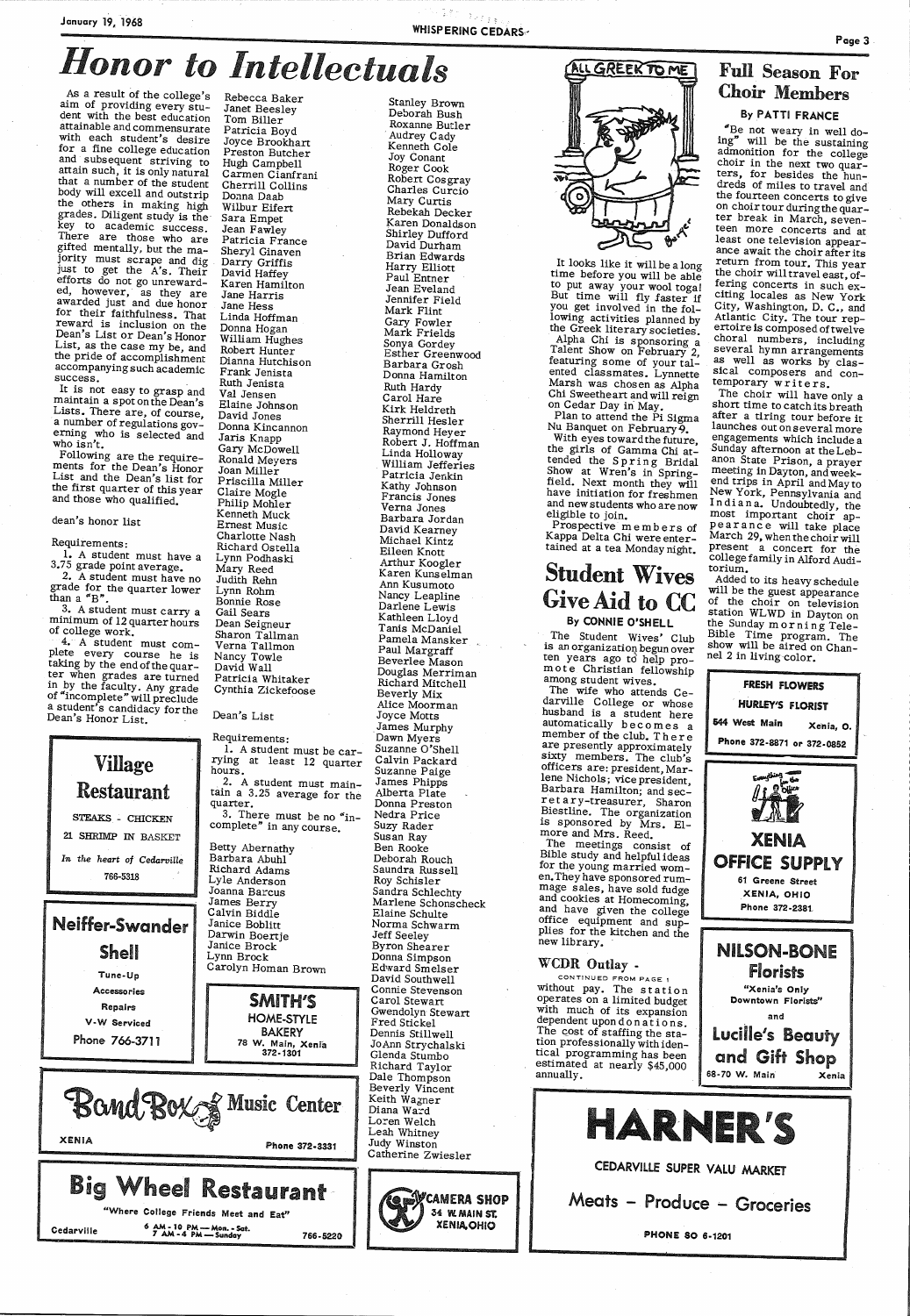# Honor to Intellectuals

As a result of the college's aim of providing every student with the best education attainable and commensurate with each student's desire for a fine college education and subsequent striving to attain such, it is only natural that a number of the student body will excell and outstrip the others in making high grades. Diligent study is the key to academic success. There are those who are gifted mentally, but the majority must scrape and dig just to get the A's. Their efforts do not go unrewarded, however, as they are awarded just and due honor for their faithfulness. That reward is inclusion on the Dean's List or Dean's Honor List, as the case my be, and the pride of accomplishment accompanying such academic success.

It is not easy to grasp and maintain a spot on the Dean's Lists. There are, of course, a number of regulations governing who is selected and who isn't.

Following are the requirements for the Dean's Honor List and the Dean's list for the first quarter of this year and those who qualified.

dean's honor list

Requirements:

1. A student must have a 3.75 grade point average.
2. A student must have no grade for the quarter lower than a "B".
3. A student must carry a minimum of 12 quarter hours of college work.
4. A student must complete every course he is taking by the end of the quarter when grades are turned in by the faculty. Any grade of "incomplete" will preclude a student's candidacy for the Dean's Honor List.

Rebecca Baker
Janet Beesley
Tom Biller
Patricia Boyd
Joyce Brookhart
Preston Butcher
Hugh Campbell
Carmen Cianfrani
Cherrill Collins
Donna Daab
Wilbur Eifert
Sara Empet
Jean Fawley
Patricia France
Sheryl Ginaven
Darry Griffis
David Haffey
Karen Hamilton
Jane Harris
Jane Hess
Linda Hoffman
Donna Hogan
William Hughes
Robert Hunter
Dianna Hutchison
Frank Jenista
Ruth Jenista
Val Jensen
Elaine Johnson
David Jones
Donna Kincannon
Jaris Knapp
Gary McDowell
Ronald Meyers
Joan Miller
Priscilla Miller
Claire Mogle
Philip Mohler
Kenneth Muck
Ernest Music
Charlotte Nash
Richard Ostella
Lynn Podhaski
Mary Reed
Judith Rehn
Lynn Rohm
Bonnie Rose
Gail Sears
Dean Seigneur
Sharon Tallman
Verna Tallmon
Nancy Towle
David Wall
Patricia Whitaker
Cynthia Zickefoose

Dean's List

Requirements:

1. A student must be carrying at least 12 quarter hours.
2. A student must maintain a 3.25 average for the quarter.
3. There must be no "incomplete" in any course.

Betty Abernathy
Barbara Abuhl
Richard Adams
Lyle Anderson
Joanna Barcus
James Berry
Calvin Biddle
Janice Boblitt
Darwin Boertje
Janice Brock
Lynn Brock
Carolyn Homan Brown
Stanley Brown
Deborah Bush
Roxanne Butler
Audrey Cady
Kenneth Cole
Joy Conant
Roger Cook
Robert Cosgray
Charles Curcio
Mary Curtis
Rebekah Decker
Karen Donaldson
Shirley Dufford
David Durham
Brian Edwards
Harry Elliott
Paul Entner
Jean Eveland
Jennifer Field
Mark Flint
Gary Fowler
Mark Frields
Sonya Gordey
Esther Greenwood
Barbara Grosh
Donna Hamilton
Ruth Hardy
Carol Hare
Kirk Heldreth
Sherrill Hesler
Raymond Heyer
Robert J. Hoffman
Linda Holloway
William Jefferies
Patricia Jenkin
Kathy Johnson
Francis Jones
Verna Jones
Barbara Jordan
David Kearney
Michael Kintz
Eileen Knott
Arthur Koogler
Karen Kunselman
Ann Kusumoto
Nancy Leapline
Darlene Lewis
Kathleen Lloyd
Tanis McDaniel
Pamela Mansker
Paul Margraff
Beverlee Mason
Douglas Merriman
Richard Mitchell
Beverly Mix
Alice Moorman
Joyce Motts
James Murphy
Dawn Myers
Suzanne O'Shell
Calvin Packard
Suzanne Paige
James Phipps
Alberta Plate
Donna Preston
Nedra Price
Suzy Rader
Susan Ray
Ben Rooke
Deborah Rouch
Saundra Russell
Roy Schisler
Sandra Schlechty
Marlene Schonscheck
Elaine Schulte
Norma Schwarm
Jeff Seeley
Byron Shearer
Donna Simpson
Edward Smelser
David Southwell
Connie Stevenson
Carol Stewart
Gwendolyn Stewart
Fred Stickel
Dennis Stillwell
JoAnn Strychalski
Glenda Stumbo
Richard Taylor
Dale Thompson
Beverly Vincent
Keith Wagner
Diana Ward
Loren Welch
Leah Whitney
Judy Winston
Catherine Zwiesler

**Village Restaurant**
STEAKS - CHICKEN
21 SHRIMP IN BASKET
*In the heart of Cedarville*
766-5318

**Neiffer-Swander Shell**
Tune-Up
Accessories
Repairs
V-W Serviced
Phone 766-3711

**SMITH'S HOME-STYLE BAKERY**
78 W. Main, Xenia
372-1301

**Band Box Music Center**
XENIA
Phone 372-3331

**Big Wheel Restaurant**
"Where College Friends Meet and Eat"
Cedarville
6 AM - 10 PM — Mon. - Sat.
7 AM - 4 PM — Sunday
766-5220

## ALL GREEK TO ME

It looks like it will be a long time before you will be able to put away your wool toga! But time will fly faster if you get involved in the following activities planned by the Greek literary societies.

Alpha Chi is sponsoring a Talent Show on February 2, featuring some of your talented classmates. Lynnette Marsh was chosen as Alpha Chi Sweetheart and will reign on Cedar Day in May.

Plan to attend the Pi Sigma Nu Banquet on February 9.

With eyes toward the future, the girls of Gamma Chi attended the Spring Bridal Show at Wren's in Springfield. Next month they will have initiation for freshmen and new students who are now eligible to join.

Prospective members of Kappa Delta Chi were entertained at a tea Monday night.

# Student Wives Give Aid to CC

### By CONNIE O'SHELL

The Student Wives' Club is an organization begun over ten years ago to help promote Christian fellowship among student wives.

The wife who attends Cedarville College or whose husband is a student here automatically becomes a member of the club. There are presently approximately sixty members. The club's officers are: president, Marlene Nichols; vice president, Barbara Hamilton; and secretary-treasurer, Sharon Biestline. The organization is sponsored by Mrs. Elmore and Mrs. Reed.

The meetings consist of Bible study and helpful ideas for the young married women. They have sponsored rummage sales, have sold fudge and cookies at Homecoming, and have given the college office equipment and supplies for the kitchen and the new library.

## WCDR Outlay -

CONTINUED FROM PAGE 1

without pay. The station operates on a limited budget with much of its expansion dependent upon donations. The cost of staffing the station professionally with identical programming has been estimated at nearly $45,000 annually.

**CAMERA SHOP**
34 W. MAIN ST.
XENIA, OHIO

# Full Season For Choir Members

### By PATTI FRANCE

"Be not weary in well doing" will be the sustaining admonition for the college choir in the next two quarters, for besides the hundreds of miles to travel and the fourteen concerts to give on choir tour during the quarter break in March, seventeen more concerts and at least one television appearance await the choir after its return from tour. This year the choir will travel east, offering concerts in such exciting locales as New York City, Washington, D. C., and Atlantic City. The tour repertoire is composed of twelve choral numbers, including several hymn arrangements as well as works by classical composers and contemporary writers.

The choir will have only a short time to catch its breath after a tiring tour before it launches out on several more engagements which include a Sunday afternoon at the Lebanon State Prison, a prayer meeting in Dayton, and weekend trips in April and May to New York, Pennsylvania and Indiana. Undoubtedly, the most important choir appearance will take place March 29, when the choir will present a concert for the college family in Alford Auditorium.

Added to its heavy schedule will be the guest appearance of the choir on television station WLWD in Dayton on the Sunday morning Tele-Bible Time program. The show will be aired on Channel 2 in living color.

**FRESH FLOWERS**
**HURLEY'S FLORIST**
544 West Main — Xenia, O.
Phone 372-8871 or 372-0852

**XENIA OFFICE SUPPLY**
61 Greene Street
XENIA, OHIO
Phone 372-2381

**NILSON-BONE Florists**
"Xenia's Only Downtown Florists"
and
**Lucille's Beauty and Gift Shop**
68-70 W. Main — Xenia

**HARNER'S**
CEDARVILLE SUPER VALU MARKET
Meats - Produce - Groceries
PHONE SO 6-1201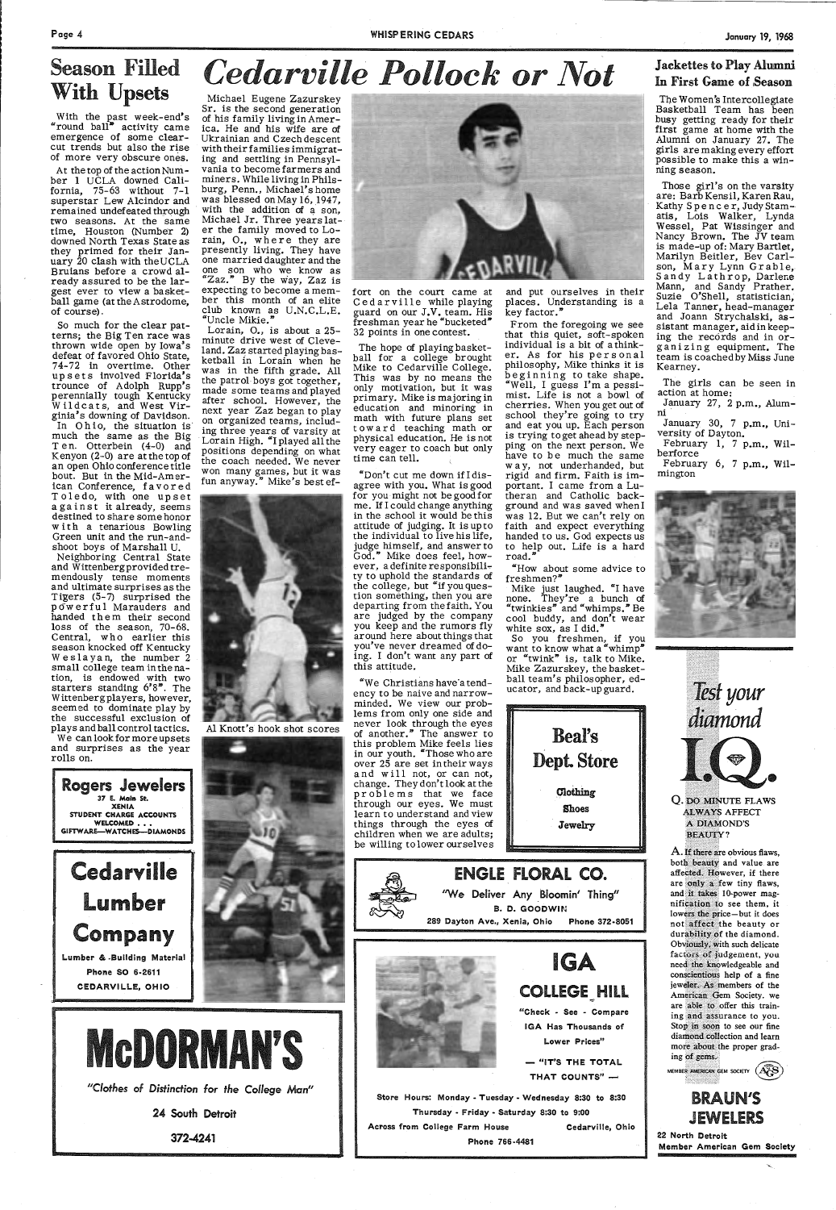## Season Filled With Upsets

With the past week-end's "round ball" activity came emergence of some clear-cut trends but also the rise of more very obscure ones.

At the top of the action Number 1 UCLA downed California, 75-63 without 7-1 superstar Lew Alcindor and remained undefeated through two seasons. At the same time, Houston (Number 2) downed North Texas State as they primed for their January 20 clash with the UCLA Bruins before a crowd already assured to be the largest ever to view a basketball game (at the Astrodome, of course).

So much for the clear patterns; the Big Ten race was thrown wide open by Iowa's defeat of favored Ohio State, 74-72 in overtime. Other upsets involved Florida's trounce of Adolph Rupp's perennially tough Kentucky Wildcats, and West Virginia's downing of Davidson.

In Ohio, the situation is much the same as the Big Ten. Otterbein (4-0) and Kenyon (2-0) are at the top of an open Ohio conference title bout. But in the Mid-American Conference, favored Toledo, with one upset against it already, seems destined to share some honor with a tenarious Bowling Green unit and the run-and-shoot boys of Marshall U.

Neighboring Central State and Wittenberg provided tremendously tense moments and ultimate surprises as the Tigers (5-7) surprised the powerful Marauders and handed them their second loss of the season, 70-68. Central, who earlier this season knocked off Kentucky Weslayan, the number 2 small college team in the nation, is endowed with two starters standing 6'8". The Wittenberg players, however, seemed to dominate play by the successful exclusion of plays and ball control tactics.

We can look for more upsets and surprises as the year rolls on.

**Rogers Jewelers**
37 E. Main St.
XENIA
STUDENT CHARGE ACCOUNTS WELCOMED . . .
GIFTWARE—WATCHES—DIAMONDS

**Cedarville Lumber Company**
Lumber & Building Material
Phone SO 6-2611
CEDARVILLE, OHIO

**McDORMAN'S**
*"Clothes of Distinction for the College Man"*
24 South Detroit
372-4241

# *Cedarville Pollock or Not*

Michael Eugene Zazurskey Sr. is the second generation of his family living in America. He and his wife are of Ukrainian and Czech descent with their families immigrating and settling in Pennsylvania to become farmers and miners. While living in Philsburg, Penn., Michael's home was blessed on May 16, 1947, with the addition of a son, Michael Jr. Three years later the family moved to Lorain, O., where they are presently living. They have one married daughter and the one son who we know as "Zaz." By the way, Zaz is expecting to become a member this month of an elite club known as U.N.C.L.E. "Uncle Mikie."

Lorain, O., is about a 25-minute drive west of Cleveland. Zaz started playing basketball in Lorain when he was in the fifth grade. All the patrol boys got together, made some teams and played after school. However, the next year Zaz began to play on organized teams, including three years of varsity at Lorain High. "I played all the positions depending on what the coach needed. We never won many games, but it was fun anyway." Mike's best effort on the court came at Cedarville while playing guard on our J.V. team. His freshman year he "bucketed" 32 points in one contest.

Al Knott's hook shot scores

The hope of playing basketball for a college brought Mike to Cedarville College. This was by no means the only motivation, but it was primary. Mike is majoring in education and minoring in math with future plans set toward teaching math or physical education. He is not very eager to coach but only time can tell.

"Don't cut me down if I disagree with you. What is good for you might not be good for me. If I could change anything in the school it would be this attitude of judging. It is up to the individual to live his life, judge himself, and answer to God." Mike does feel, however, a definite responsibility to uphold the standards of the college, but "if you question something, then you are departing from the faith. You are judged by the company you keep and the rumors fly around here about things that you've never dreamed of doing. I don't want any part of this attitude.

"We Christians have a tendency to be naive and narrow-minded. We view our problems from only one side and never look through the eyes of another." The answer to this problem Mike feels lies in our youth. "Those who are over 25 are set in their ways and will not, or can not, change. They don't look at the problems that we face through our eyes. We must learn to understand and view things through the eyes of children when we are adults; be willing to lower ourselves and put ourselves in their places. Understanding is a key factor."

From the foregoing we see that this quiet, soft-spoken individual is a bit of a thinker. As for his personal philosophy, Mike thinks it is beginning to take shape. "Well, I guess I'm a pessimist. Life is not a bowl of cherries. When you get out of school they're going to try and eat you up. Each person is trying to get ahead by stepping on the next person. We have to be much the same way, not underhanded, but rigid and firm. Faith is important. I came from a Lutheran and Catholic background and was saved when I was 12. But we can't rely on faith and expect everything handed to us. God expects us to help out. Life is a hard road."

"How about some advice to freshmen?"

Mike just laughed. "I have none. They're a bunch of "twinkies" and "whimps." Be cool buddy, and don't wear white sox, as I did."

So you freshmen, if you want to know what a "whimp" or "twink" is, talk to Mike. Mike Zazurskey, the basketball team's philosopher, educator, and back-up guard.

**Beal's Dept. Store**
Clothing
Shoes
Jewelry

**ENGLE FLORAL CO.**
*"We Deliver Any Bloomin' Thing"*
B. D. GOODWIN
289 Dayton Ave., Xenia, Ohio Phone 372-8051

**IGA COLLEGE HILL**
"Check - See - Compare
IGA Has Thousands of Lower Prices"
— "IT'S THE TOTAL THAT COUNTS" —
Store Hours: Monday - Tuesday - Wednesday 8:30 to 8:30
Thursday - Friday - Saturday 8:30 to 9:00
Across from College Farm House Cedarville, Ohio
Phone 766-4481

## Jackettes to Play Alumni In First Game of Season

The Women's Intercollegiate Basketball Team has been busy getting ready for their first game at home with the Alumni on January 27. The girls are making every effort possible to make this a winning season.

Those girl's on the varsity are: Barb Kensil, Karen Rau, Kathy Spencer, Judy Stamatis, Lois Walker, Lynda Wessel, Pat Wissinger and Nancy Brown. The JV team is made-up of: Mary Bartlet, Marilyn Beitler, Bev Carlson, Mary Lynn Grable, Sandy Lathrop, Darlene Mann, and Sandy Prather. Suzie O'Shell, statistician, Lela Tanner, head-manager and Joann Strychalski, assistant manager, aid in keeping the records and in organizing equipment. The team is coached by Miss June Kearney.

The girls can be seen in action at home:

January 27, 2 p.m., Alumni

January 30, 7 p.m., University of Dayton.

February 1, 7 p.m., Wilberforce

February 6, 7 p.m., Wilmington

*Test your diamond* **I.Q.**

Q. DO MINUTE FLAWS ALWAYS AFFECT A DIAMOND'S BEAUTY?

A. If there are obvious flaws, both beauty and value are affected. However, if there are only a few tiny flaws, and it takes 10-power magnification to see them, it lowers the price—but it does not affect the beauty or durability of the diamond. Obviously, with such delicate factors of judgement, you need the knowledgeable and conscientious help of a fine jeweler. As members of the American Gem Society, we are able to offer this training and assurance to you. Stop in soon to see our fine diamond collection and learn more about the proper grading of gems.

MEMBER AMERICAN GEM SOCIETY (AGS)

**BRAUN'S JEWELERS**
22 North Detroit
Member American Gem Society